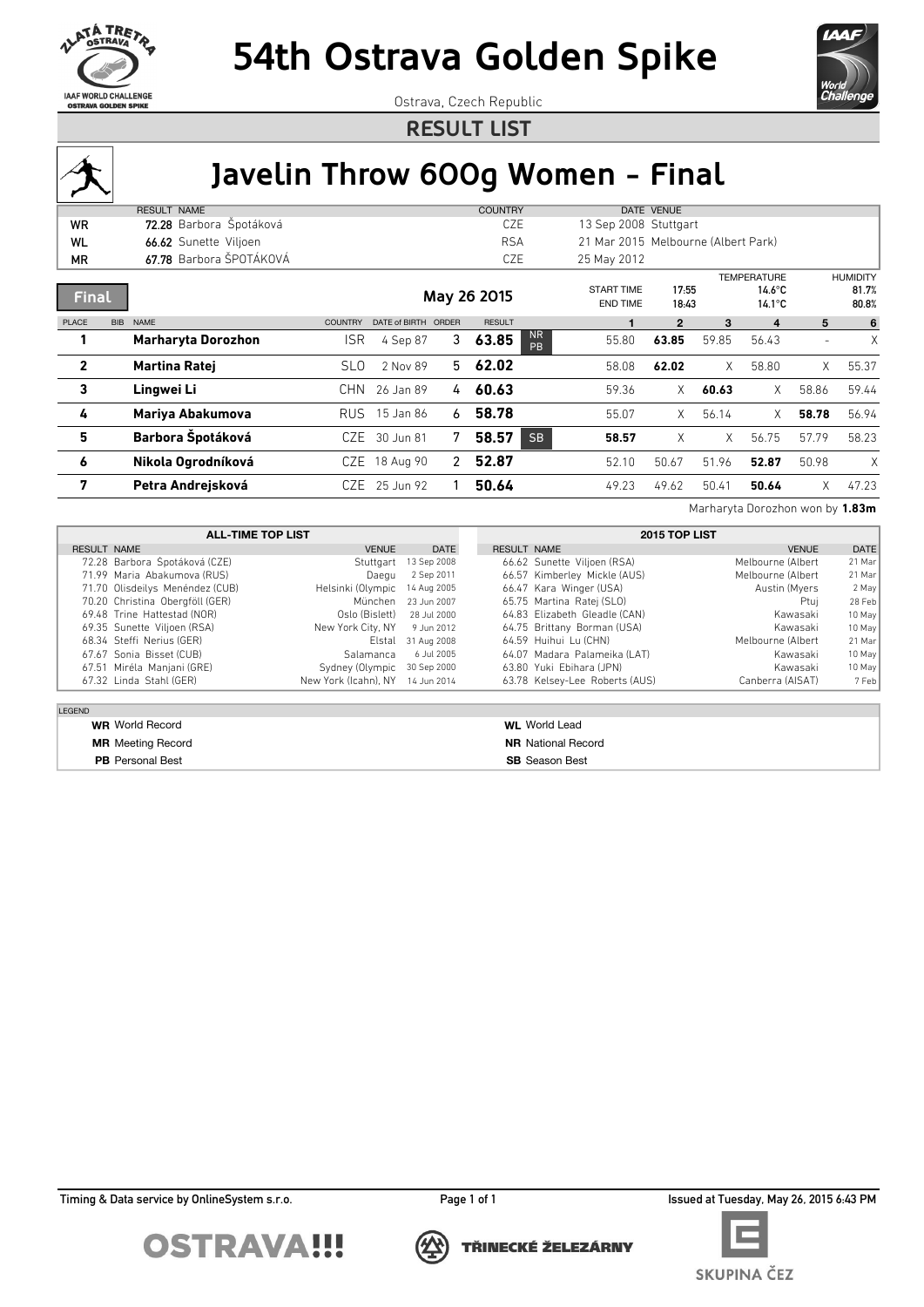# 54th Ostrava Golden Spike

Ostrava, Czech Republic

## RESULT LIST

# Javelin Throw 600g Women - Final

| | RESULT | NAME | COUNTRY | DATE | VENUE |
|---|---|---|---|---|---|
| WR | **72.28** | Barbora Špotáková | CZE | 13 Sep 2008 | Stuttgart |
| WL | **66.62** | Sunette Viljoen | RSA | 21 Mar 2015 | Melbourne (Albert Park) |
| MR | **67.78** | Barbora ŠPOTÁKOVÁ | CZE | 25 May 2012 | |

**Final** — May 26 2015

| | TIME | TEMPERATURE | HUMIDITY |
|---|---|---|---|
| START TIME | 17:55 | 14.6°C | 81.7% |
| END TIME | 18:43 | 14.1°C | 80.8% |

| PLACE | BIB | NAME | COUNTRY | DATE of BIRTH | ORDER | RESULT | | 1 | 2 | 3 | 4 | 5 | 6 |
|---|---|---|---|---|---|---|---|---|---|---|---|---|---|
| 1 | | **Marharyta Dorozhon** | ISR | 4 Sep 87 | 3 | **63.85** | NR PB | 55.80 | **63.85** | 59.85 | 56.43 | - | X |
| 2 | | **Martina Ratej** | SLO | 2 Nov 89 | 5 | **62.02** | | 58.08 | **62.02** | X | 58.80 | X | 55.37 |
| 3 | | **Lingwei Li** | CHN | 26 Jan 89 | 4 | **60.63** | | 59.36 | X | **60.63** | X | 58.86 | 59.44 |
| 4 | | **Mariya Abakumova** | RUS | 15 Jan 86 | 6 | **58.78** | | 55.07 | X | 56.14 | X | **58.78** | 56.94 |
| 5 | | **Barbora Špotáková** | CZE | 30 Jun 81 | 7 | **58.57** | SB | **58.57** | X | X | 56.75 | 57.79 | 58.23 |
| 6 | | **Nikola Ogrodníková** | CZE | 18 Aug 90 | 2 | **52.87** | | 52.10 | 50.67 | 51.96 | **52.87** | 50.98 | X |
| 7 | | **Petra Andrejsková** | CZE | 25 Jun 92 | 1 | **50.64** | | 49.23 | 49.62 | 50.41 | **50.64** | X | 47.23 |

Marharyta Dorozhon won by **1.83m**

**ALL-TIME TOP LIST**

| RESULT | NAME | VENUE | DATE |
|---|---|---|---|
| 72.28 | Barbora Špotáková (CZE) | Stuttgart | 13 Sep 2008 |
| 71.99 | Maria Abakumova (RUS) | Daegu | 2 Sep 2011 |
| 71.70 | Olisdeilys Menéndez (CUB) | Helsinki (Olympic | 14 Aug 2005 |
| 70.20 | Christina Obergföll (GER) | München | 23 Jun 2007 |
| 69.48 | Trine Hattestad (NOR) | Oslo (Bislett) | 28 Jul 2000 |
| 69.35 | Sunette Viljoen (RSA) | New York City, NY | 9 Jun 2012 |
| 68.34 | Steffi Nerius (GER) | Elstal | 31 Aug 2008 |
| 67.67 | Sonia Bisset (CUB) | Salamanca | 6 Jul 2005 |
| 67.51 | Miréla Manjani (GRE) | Sydney (Olympic | 30 Sep 2000 |
| 67.32 | Linda Stahl (GER) | New York (Icahn), NY | 14 Jun 2014 |

**2015 TOP LIST**

| RESULT | NAME | VENUE | DATE |
|---|---|---|---|
| 66.62 | Sunette Viljoen (RSA) | Melbourne (Albert | 21 Mar |
| 66.57 | Kimberley Mickle (AUS) | Melbourne (Albert | 21 Mar |
| 66.47 | Kara Winger (USA) | Austin (Myers | 2 May |
| 65.75 | Martina Ratej (SLO) | Ptuj | 28 Feb |
| 64.83 | Elizabeth Gleadle (CAN) | Kawasaki | 10 May |
| 64.75 | Brittany Borman (USA) | Kawasaki | 10 May |
| 64.59 | Huihui Lu (CHN) | Melbourne (Albert | 21 Mar |
| 64.07 | Madara Palameika (LAT) | Kawasaki | 10 May |
| 63.80 | Yuki Ebihara (JPN) | Kawasaki | 10 May |
| 63.78 | Kelsey-Lee Roberts (AUS) | Canberra (AISAT) | 7 Feb |

**LEGEND**

| | |
|---|---|
| **WR** World Record | **WL** World Lead |
| **MR** Meeting Record | **NR** National Record |
| **PB** Personal Best | **SB** Season Best |

Timing & Data service by OnlineSystem s.r.o.

Issued at Tuesday, May 26, 2015 6:43 PM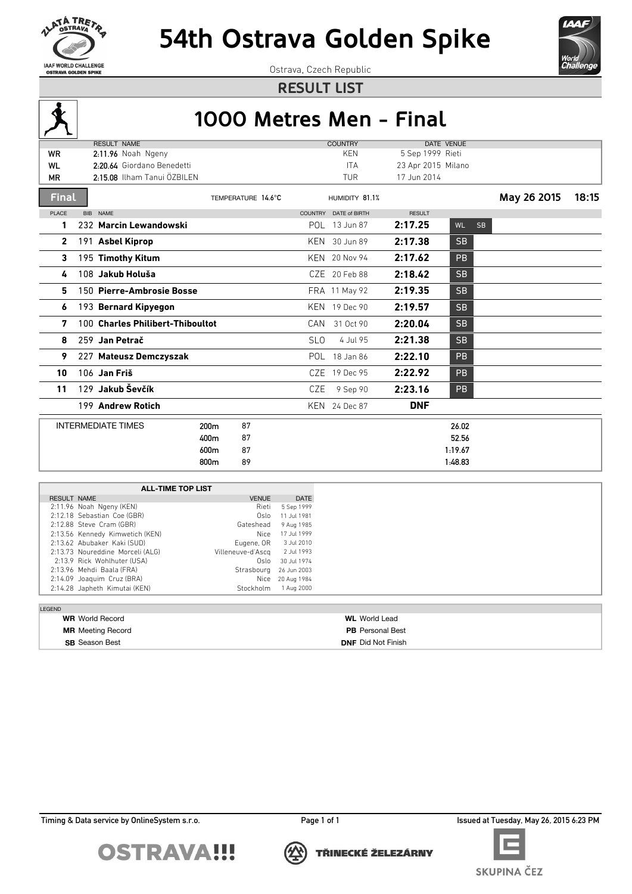# 54th Ostrava Golden Spike

Ostrava, Czech Republic

## RESULT LIST

## 1000 Metres Men - Final

| | RESULT | NAME | COUNTRY | DATE | VENUE |
|---|---|---|---|---|---|
| WR | 2:11.96 | Noah Ngeny | KEN | 5 Sep 1999 | Rieti |
| WL | 2:20.64 | Giordano Benedetti | ITA | 23 Apr 2015 | Milano |
| MR | 2:15.08 | Ilham Tanui ÖZBILEN | TUR | 17 Jun 2014 | |

**Final** TEMPERATURE 14.6°C HUMIDITY 81.1% **May 26 2015 18:15**

| PLACE | BIB | NAME | COUNTRY | DATE of BIRTH | RESULT | |
|---|---|---|---|---|---|---|
| 1 | 232 | **Marcin Lewandowski** | POL | 13 Jun 87 | **2:17.25** | WL SB |
| 2 | 191 | **Asbel Kiprop** | KEN | 30 Jun 89 | **2:17.38** | SB |
| 3 | 195 | **Timothy Kitum** | KEN | 20 Nov 94 | **2:17.62** | PB |
| 4 | 108 | **Jakub Holuša** | CZE | 20 Feb 88 | **2:18.42** | SB |
| 5 | 150 | **Pierre-Ambrosie Bosse** | FRA | 11 May 92 | **2:19.35** | SB |
| 6 | 193 | **Bernard Kipyegon** | KEN | 19 Dec 90 | **2:19.57** | SB |
| 7 | 100 | **Charles Philibert-Thiboultot** | CAN | 31 Oct 90 | **2:20.04** | SB |
| 8 | 259 | **Jan Petrač** | SLO | 4 Jul 95 | **2:21.38** | SB |
| 9 | 227 | **Mateusz Demczyszak** | POL | 18 Jan 86 | **2:22.10** | PB |
| 10 | 106 | **Jan Friš** | CZE | 19 Dec 95 | **2:22.92** | PB |
| 11 | 129 | **Jakub Ševčík** | CZE | 9 Sep 90 | **2:23.16** | PB |
| | 199 | **Andrew Rotich** | KEN | 24 Dec 87 | **DNF** | |

| INTERMEDIATE TIMES | | | |
|---|---|---|---|
| | 200m | 87 | 26.02 |
| | 400m | 87 | 52.56 |
| | 600m | 87 | 1:19.67 |
| | 800m | 89 | 1:48.83 |

**ALL-TIME TOP LIST**

| RESULT | NAME | VENUE | DATE |
|---|---|---|---|
| 2:11.96 | Noah Ngeny (KEN) | Rieti | 5 Sep 1999 |
| 2:12.18 | Sebastian Coe (GBR) | Oslo | 11 Jul 1981 |
| 2:12.88 | Steve Cram (GBR) | Gateshead | 9 Aug 1985 |
| 2:13.56 | Kennedy Kimwetich (KEN) | Nice | 17 Jul 1999 |
| 2:13.62 | Abubaker Kaki (SUD) | Eugene, OR | 3 Jul 2010 |
| 2:13.73 | Noureddine Morceli (ALG) | Villeneuve-d'Ascq | 2 Jul 1993 |
| 2:13.9 | Rick Wohlhuter (USA) | Oslo | 30 Jul 1974 |
| 2:13.96 | Mehdi Baala (FRA) | Strasbourg | 26 Jun 2003 |
| 2:14.09 | Joaquim Cruz (BRA) | Nice | 20 Aug 1984 |
| 2:14.28 | Japheth Kimutai (KEN) | Stockholm | 1 Aug 2000 |

LEGEND

**WR** World Record
**MR** Meeting Record
**SB** Season Best
**WL** World Lead
**PB** Personal Best
**DNF** Did Not Finish

Timing & Data service by OnlineSystem s.r.o.

Issued at Tuesday, May 26, 2015 6:23 PM